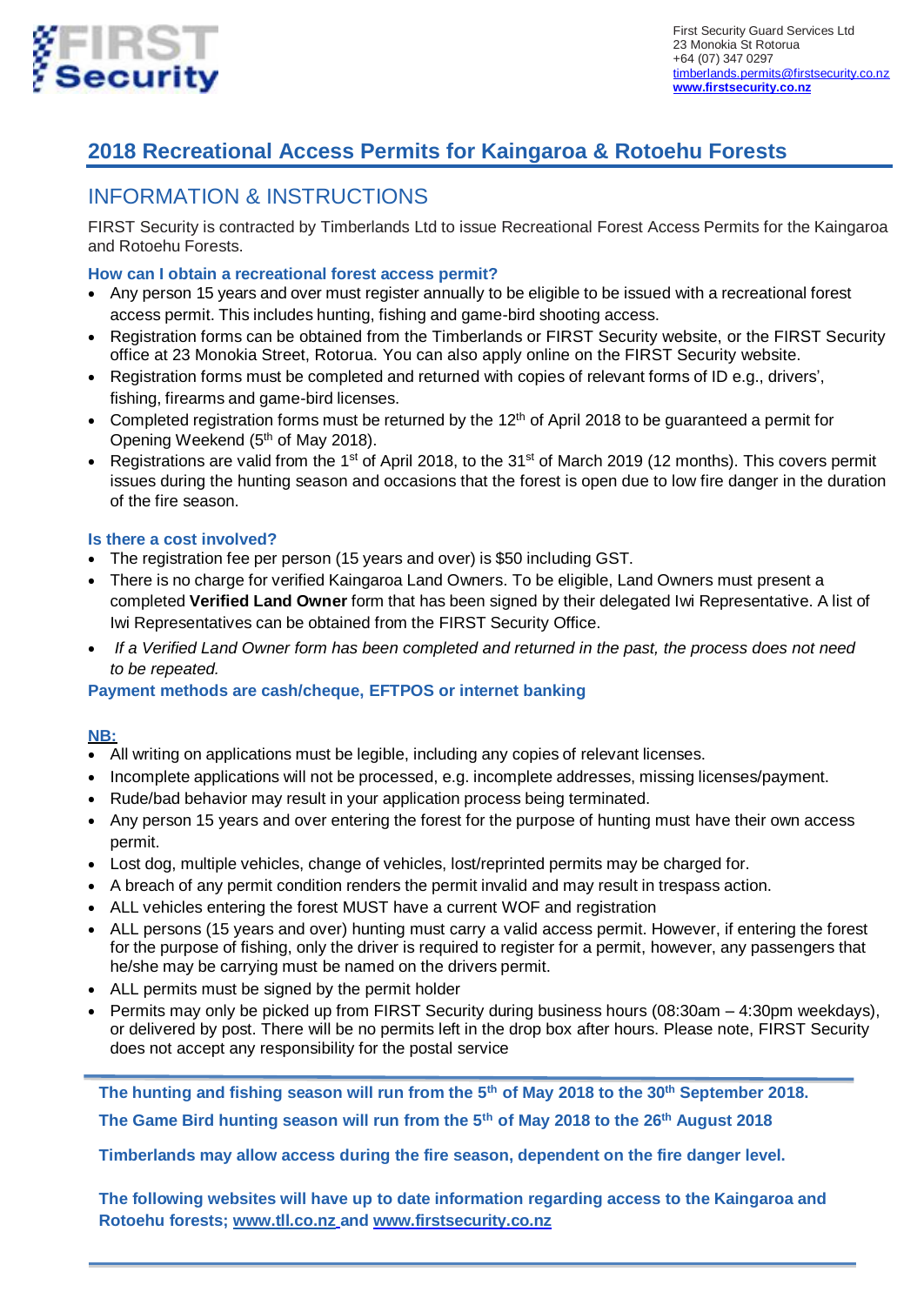FIRST Security

First Security Guard Services Ltd
23 Monokia St Rotorua
+64 (07) 347 0297
timberlands.permits@firstsecurity.co.nz
www.firstsecurity.co.nz

# 2018 Recreational Access Permits for Kaingaroa & Rotoehu Forests

## INFORMATION & INSTRUCTIONS

FIRST Security is contracted by Timberlands Ltd to issue Recreational Forest Access Permits for the Kaingaroa and Rotoehu Forests.

### How can I obtain a recreational forest access permit?

- Any person 15 years and over must register annually to be eligible to be issued with a recreational forest access permit. This includes hunting, fishing and game-bird shooting access.
- Registration forms can be obtained from the Timberlands or FIRST Security website, or the FIRST Security office at 23 Monokia Street, Rotorua. You can also apply online on the FIRST Security website.
- Registration forms must be completed and returned with copies of relevant forms of ID e.g., drivers', fishing, firearms and game-bird licenses.
- Completed registration forms must be returned by the 12th of April 2018 to be guaranteed a permit for Opening Weekend (5th of May 2018).
- Registrations are valid from the 1st of April 2018, to the 31st of March 2019 (12 months). This covers permit issues during the hunting season and occasions that the forest is open due to low fire danger in the duration of the fire season.

### Is there a cost involved?

- The registration fee per person (15 years and over) is $50 including GST.
- There is no charge for verified Kaingaroa Land Owners. To be eligible, Land Owners must present a completed **Verified Land Owner** form that has been signed by their delegated Iwi Representative. A list of Iwi Representatives can be obtained from the FIRST Security Office.
- *If a Verified Land Owner form has been completed and returned in the past, the process does not need to be repeated.*

**Payment methods are cash/cheque, EFTPOS or internet banking**

**NB:**

- All writing on applications must be legible, including any copies of relevant licenses.
- Incomplete applications will not be processed, e.g. incomplete addresses, missing licenses/payment.
- Rude/bad behavior may result in your application process being terminated.
- Any person 15 years and over entering the forest for the purpose of hunting must have their own access permit.
- Lost dog, multiple vehicles, change of vehicles, lost/reprinted permits may be charged for.
- A breach of any permit condition renders the permit invalid and may result in trespass action.
- ALL vehicles entering the forest MUST have a current WOF and registration
- ALL persons (15 years and over) hunting must carry a valid access permit. However, if entering the forest for the purpose of fishing, only the driver is required to register for a permit, however, any passengers that he/she may be carrying must be named on the drivers permit.
- ALL permits must be signed by the permit holder
- Permits may only be picked up from FIRST Security during business hours (08:30am – 4:30pm weekdays), or delivered by post. There will be no permits left in the drop box after hours. Please note, FIRST Security does not accept any responsibility for the postal service

---

**The hunting and fishing season will run from the 5th of May 2018 to the 30th September 2018.**

**The Game Bird hunting season will run from the 5th of May 2018 to the 26th August 2018**

**Timberlands may allow access during the fire season, dependent on the fire danger level.**

**The following websites will have up to date information regarding access to the Kaingaroa and Rotoehu forests; www.tll.co.nz and www.firstsecurity.co.nz**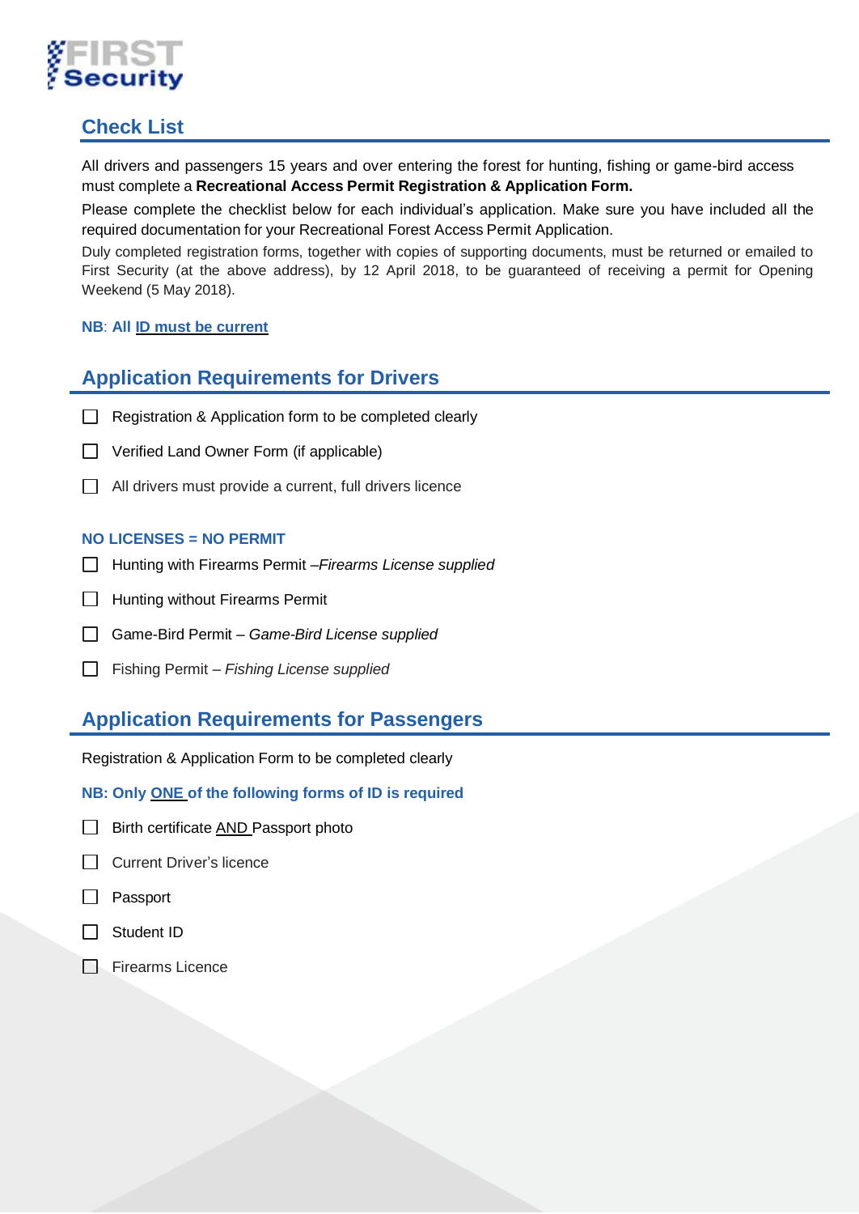FIRST Security

## Check List

All drivers and passengers 15 years and over entering the forest for hunting, fishing or game-bird access must complete a **Recreational Access Permit Registration & Application Form.**

Please complete the checklist below for each individual's application. Make sure you have included all the required documentation for your Recreational Forest Access Permit Application.

Duly completed registration forms, together with copies of supporting documents, must be returned or emailed to First Security (at the above address), by 12 April 2018, to be guaranteed of receiving a permit for Opening Weekend (5 May 2018).

**NB**: **All ID must be current**

## Application Requirements for Drivers

- ☐ Registration & Application form to be completed clearly
- ☐ Verified Land Owner Form (if applicable)
- ☐ All drivers must provide a current, full drivers licence

**NO LICENSES = NO PERMIT**

- ☐ Hunting with Firearms Permit –*Firearms License supplied*
- ☐ Hunting without Firearms Permit
- ☐ Game-Bird Permit – *Game-Bird License supplied*
- ☐ Fishing Permit – *Fishing License supplied*

## Application Requirements for Passengers

Registration & Application Form to be completed clearly

**NB: Only ONE of the following forms of ID is required**

- ☐ Birth certificate AND Passport photo
- ☐ Current Driver's licence
- ☐ Passport
- ☐ Student ID
- ☐ Firearms Licence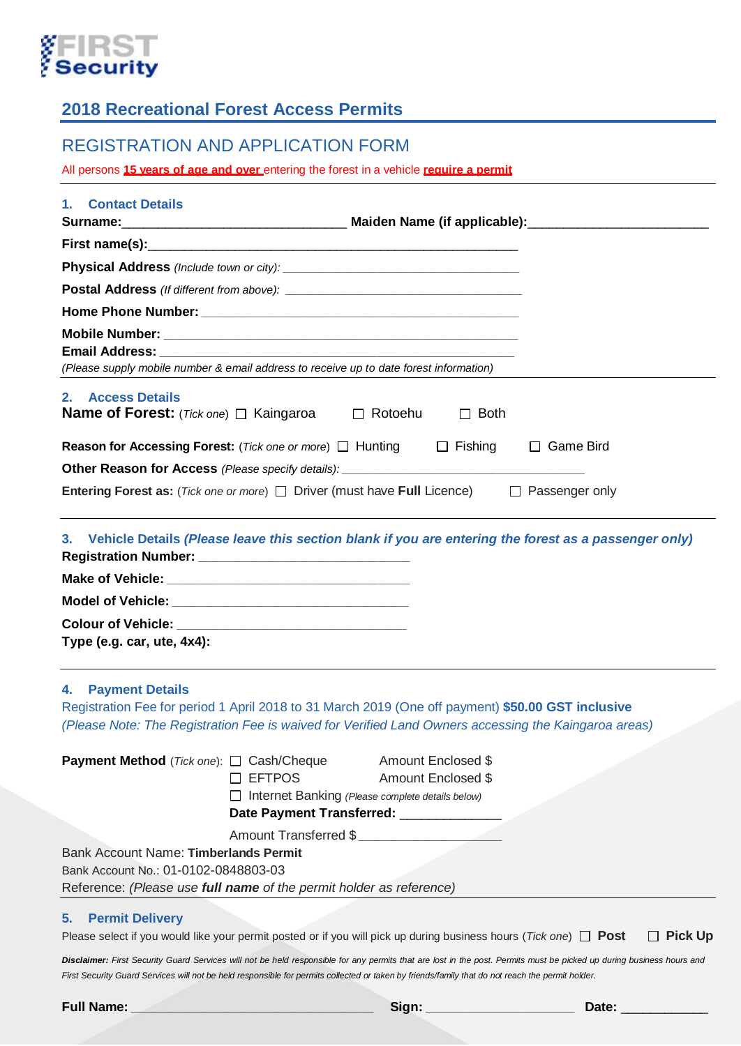FIRST Security

# 2018 Recreational Forest Access Permits

## REGISTRATION AND APPLICATION FORM

All persons **15 years of age and over** entering the forest in a vehicle **require a permit**

### 1. Contact Details

**Surname:**_______________________________ **Maiden Name (if applicable):**________________________

**First name(s):**___________________________________________________

**Physical Address** *(Include town or city):* ____________________________________

**Postal Address** *(If different from above):* ____________________________________

**Home Phone Number:** ______________________________________________

**Mobile Number:** _________________________________________________

**Email Address:** _________________________________________________

*(Please supply mobile number & email address to receive up to date forest information)*

### 2. Access Details

**Name of Forest:** (*Tick one*) ☐ Kaingaroa ☐ Rotoehu ☐ Both

**Reason for Accessing Forest:** (*Tick one or more*) ☐ Hunting ☐ Fishing ☐ Game Bird

**Other Reason for Access** *(Please specify details):* ________________________________

**Entering Forest as:** (*Tick one or more*) ☐ Driver (must have **Full** Licence) ☐ Passenger only

### 3. Vehicle Details *(Please leave this section blank if you are entering the forest as a passenger only)*

**Registration Number:** ____________________________

**Make of Vehicle:** _________________________________

**Model of Vehicle:** ________________________________

**Colour of Vehicle:** _______________________________

**Type (e.g. car, ute, 4x4):**

### 4. Payment Details

Registration Fee for period 1 April 2018 to 31 March 2019 (One off payment) **$50.00 GST inclusive**

*(Please Note: The Registration Fee is waived for Verified Land Owners accessing the Kaingaroa areas)*

**Payment Method** (*Tick one*): ☐ Cash/Cheque Amount Enclosed $

☐ EFTPOS Amount Enclosed $

☐ Internet Banking *(Please complete details below)*

**Date Payment Transferred:** ______________

Amount Transferred $ ___________________

Bank Account Name: **Timberlands Permit**

Bank Account No.: 01-0102-0848803-03

Reference: *(Please use **full name** of the permit holder as reference)*

### 5. Permit Delivery

Please select if you would like your permit posted or if you will pick up during business hours (*Tick one*) ☐ **Post** ☐ **Pick Up**

***Disclaimer:*** *First Security Guard Services will not be held responsible for any permits that are lost in the post. Permits must be picked up during business hours and First Security Guard Services will not be held responsible for permits collected or taken by friends/family that do not reach the permit holder.*

**Full Name:** ________________________________ **Sign:** ____________________ **Date:** ____________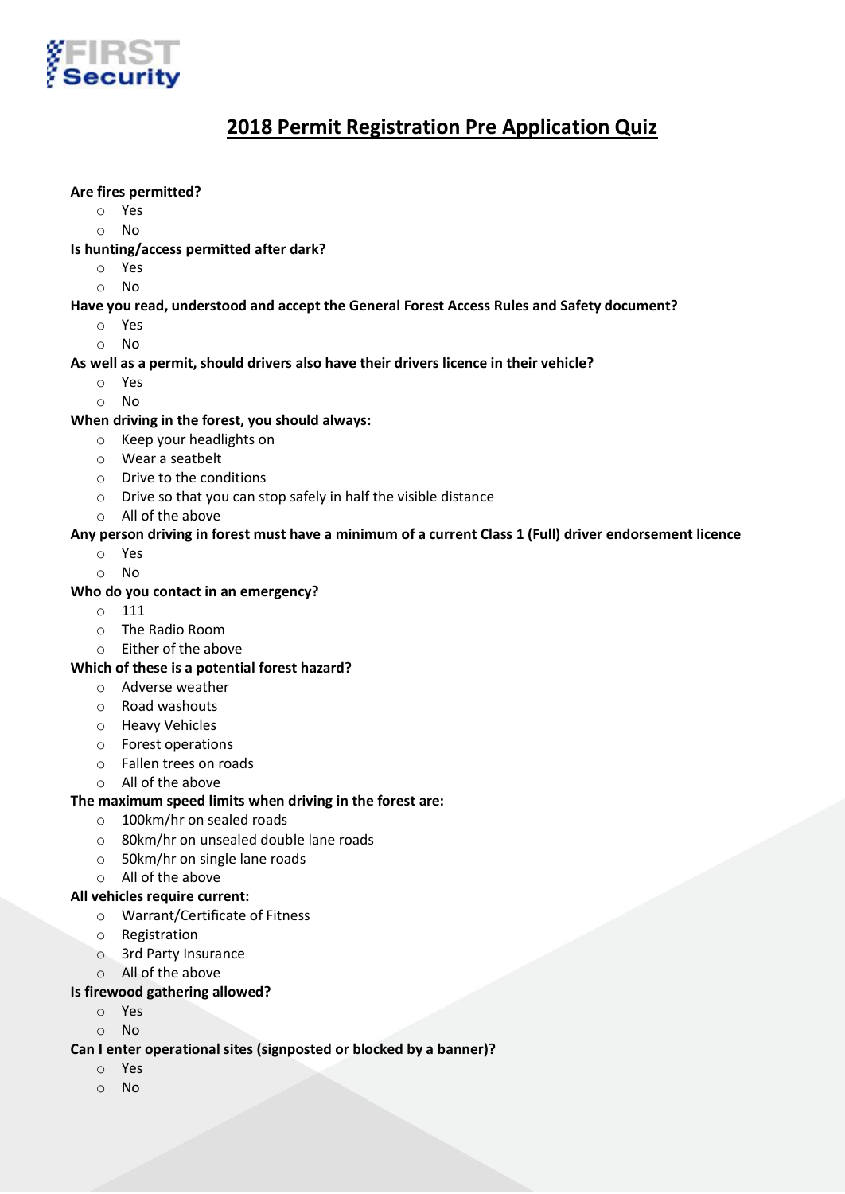FIRST Security

# 2018 Permit Registration Pre Application Quiz

**Are fires permitted?**

- Yes
- No

**Is hunting/access permitted after dark?**

- Yes
- No

**Have you read, understood and accept the General Forest Access Rules and Safety document?**

- Yes
- No

**As well as a permit, should drivers also have their drivers licence in their vehicle?**

- Yes
- No

**When driving in the forest, you should always:**

- Keep your headlights on
- Wear a seatbelt
- Drive to the conditions
- Drive so that you can stop safely in half the visible distance
- All of the above

**Any person driving in forest must have a minimum of a current Class 1 (Full) driver endorsement licence**

- Yes
- No

**Who do you contact in an emergency?**

- 111
- The Radio Room
- Either of the above

**Which of these is a potential forest hazard?**

- Adverse weather
- Road washouts
- Heavy Vehicles
- Forest operations
- Fallen trees on roads
- All of the above

**The maximum speed limits when driving in the forest are:**

- 100km/hr on sealed roads
- 80km/hr on unsealed double lane roads
- 50km/hr on single lane roads
- All of the above

**All vehicles require current:**

- Warrant/Certificate of Fitness
- Registration
- 3rd Party Insurance
- All of the above

**Is firewood gathering allowed?**

- Yes
- No

**Can I enter operational sites (signposted or blocked by a banner)?**

- Yes
- No